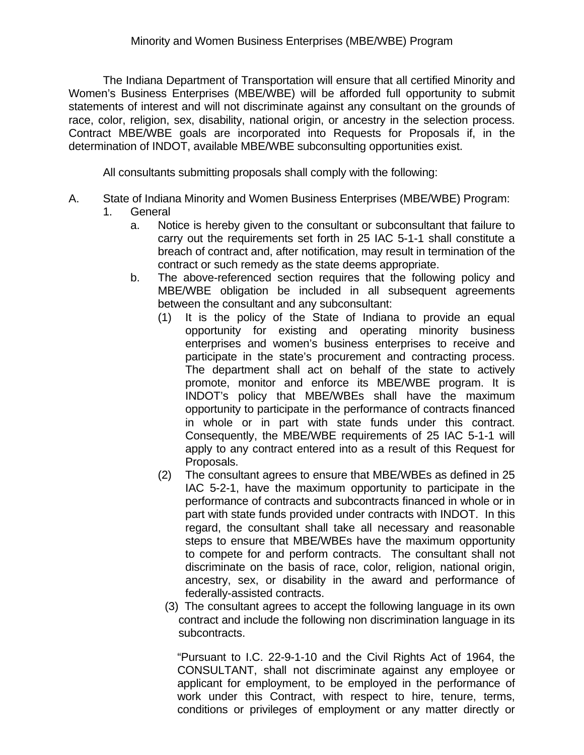# Minority and Women Business Enterprises (MBE/WBE) Program

The Indiana Department of Transportation will ensure that all certified Minority and Women's Business Enterprises (MBE/WBE) will be afforded full opportunity to submit statements of interest and will not discriminate against any consultant on the grounds of race, color, religion, sex, disability, national origin, or ancestry in the selection process. Contract MBE/WBE goals are incorporated into Requests for Proposals if, in the determination of INDOT, available MBE/WBE subconsulting opportunities exist.

All consultants submitting proposals shall comply with the following:

A. State of Indiana Minority and Women Business Enterprises (MBE/WBE) Program:

1. General

   a. Notice is hereby given to the consultant or subconsultant that failure to carry out the requirements set forth in 25 IAC 5-1-1 shall constitute a breach of contract and, after notification, may result in termination of the contract or such remedy as the state deems appropriate.

   b. The above-referenced section requires that the following policy and MBE/WBE obligation be included in all subsequent agreements between the consultant and any subconsultant:

      (1) It is the policy of the State of Indiana to provide an equal opportunity for existing and operating minority business enterprises and women's business enterprises to receive and participate in the state's procurement and contracting process. The department shall act on behalf of the state to actively promote, monitor and enforce its MBE/WBE program. It is INDOT's policy that MBE/WBEs shall have the maximum opportunity to participate in the performance of contracts financed in whole or in part with state funds under this contract. Consequently, the MBE/WBE requirements of 25 IAC 5-1-1 will apply to any contract entered into as a result of this Request for Proposals.

      (2) The consultant agrees to ensure that MBE/WBEs as defined in 25 IAC 5-2-1, have the maximum opportunity to participate in the performance of contracts and subcontracts financed in whole or in part with state funds provided under contracts with INDOT. In this regard, the consultant shall take all necessary and reasonable steps to ensure that MBE/WBEs have the maximum opportunity to compete for and perform contracts. The consultant shall not discriminate on the basis of race, color, religion, national origin, ancestry, sex, or disability in the award and performance of federally-assisted contracts.

      (3) The consultant agrees to accept the following language in its own contract and include the following non discrimination language in its subcontracts.

      "Pursuant to I.C. 22-9-1-10 and the Civil Rights Act of 1964, the CONSULTANT, shall not discriminate against any employee or applicant for employment, to be employed in the performance of work under this Contract, with respect to hire, tenure, terms, conditions or privileges of employment or any matter directly or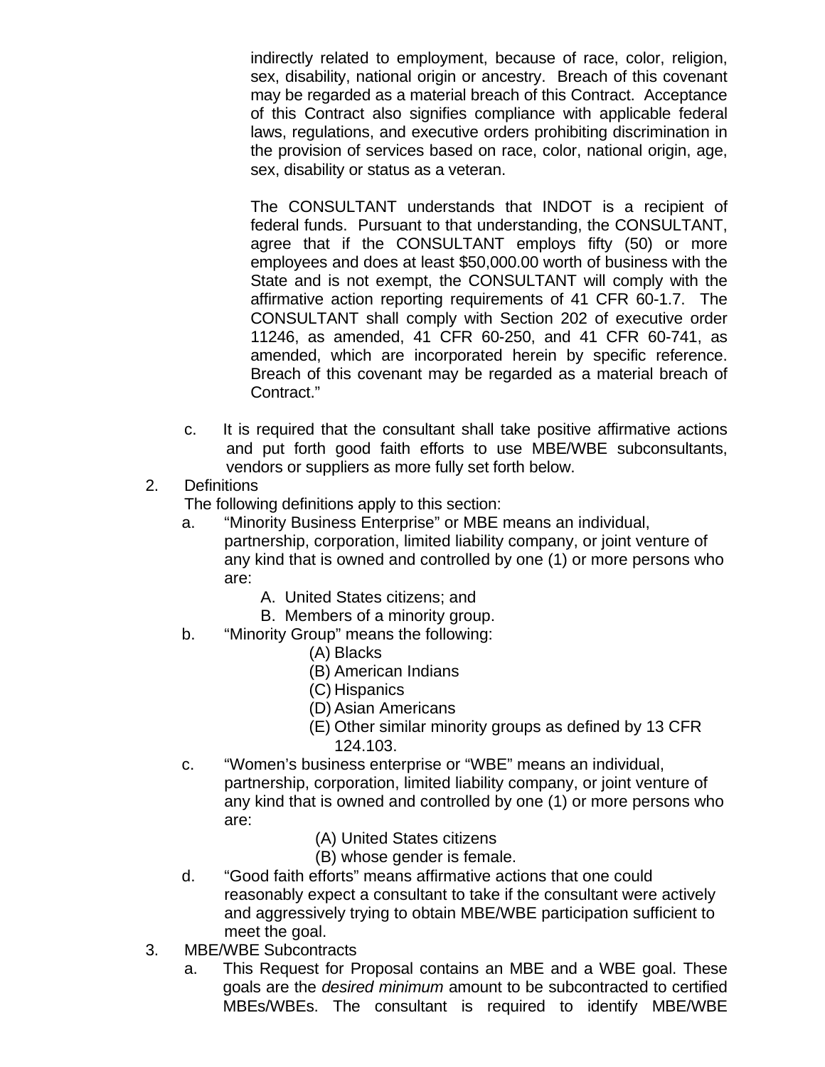indirectly related to employment, because of race, color, religion, sex, disability, national origin or ancestry. Breach of this covenant may be regarded as a material breach of this Contract. Acceptance of this Contract also signifies compliance with applicable federal laws, regulations, and executive orders prohibiting discrimination in the provision of services based on race, color, national origin, age, sex, disability or status as a veteran.

The CONSULTANT understands that INDOT is a recipient of federal funds. Pursuant to that understanding, the CONSULTANT, agree that if the CONSULTANT employs fifty (50) or more employees and does at least $50,000.00 worth of business with the State and is not exempt, the CONSULTANT will comply with the affirmative action reporting requirements of 41 CFR 60-1.7. The CONSULTANT shall comply with Section 202 of executive order 11246, as amended, 41 CFR 60-250, and 41 CFR 60-741, as amended, which are incorporated herein by specific reference. Breach of this covenant may be regarded as a material breach of Contract."

c. It is required that the consultant shall take positive affirmative actions and put forth good faith efforts to use MBE/WBE subconsultants, vendors or suppliers as more fully set forth below.

2. Definitions

The following definitions apply to this section:

a. "Minority Business Enterprise" or MBE means an individual, partnership, corporation, limited liability company, or joint venture of any kind that is owned and controlled by one (1) or more persons who are:
   A. United States citizens; and
   B. Members of a minority group.

b. "Minority Group" means the following:
   (A) Blacks
   (B) American Indians
   (C) Hispanics
   (D) Asian Americans
   (E) Other similar minority groups as defined by 13 CFR 124.103.

c. "Women's business enterprise or "WBE" means an individual, partnership, corporation, limited liability company, or joint venture of any kind that is owned and controlled by one (1) or more persons who are:
   (A) United States citizens
   (B) whose gender is female.

d. "Good faith efforts" means affirmative actions that one could reasonably expect a consultant to take if the consultant were actively and aggressively trying to obtain MBE/WBE participation sufficient to meet the goal.

3. MBE/WBE Subcontracts

a. This Request for Proposal contains an MBE and a WBE goal. These goals are the *desired minimum* amount to be subcontracted to certified MBEs/WBEs. The consultant is required to identify MBE/WBE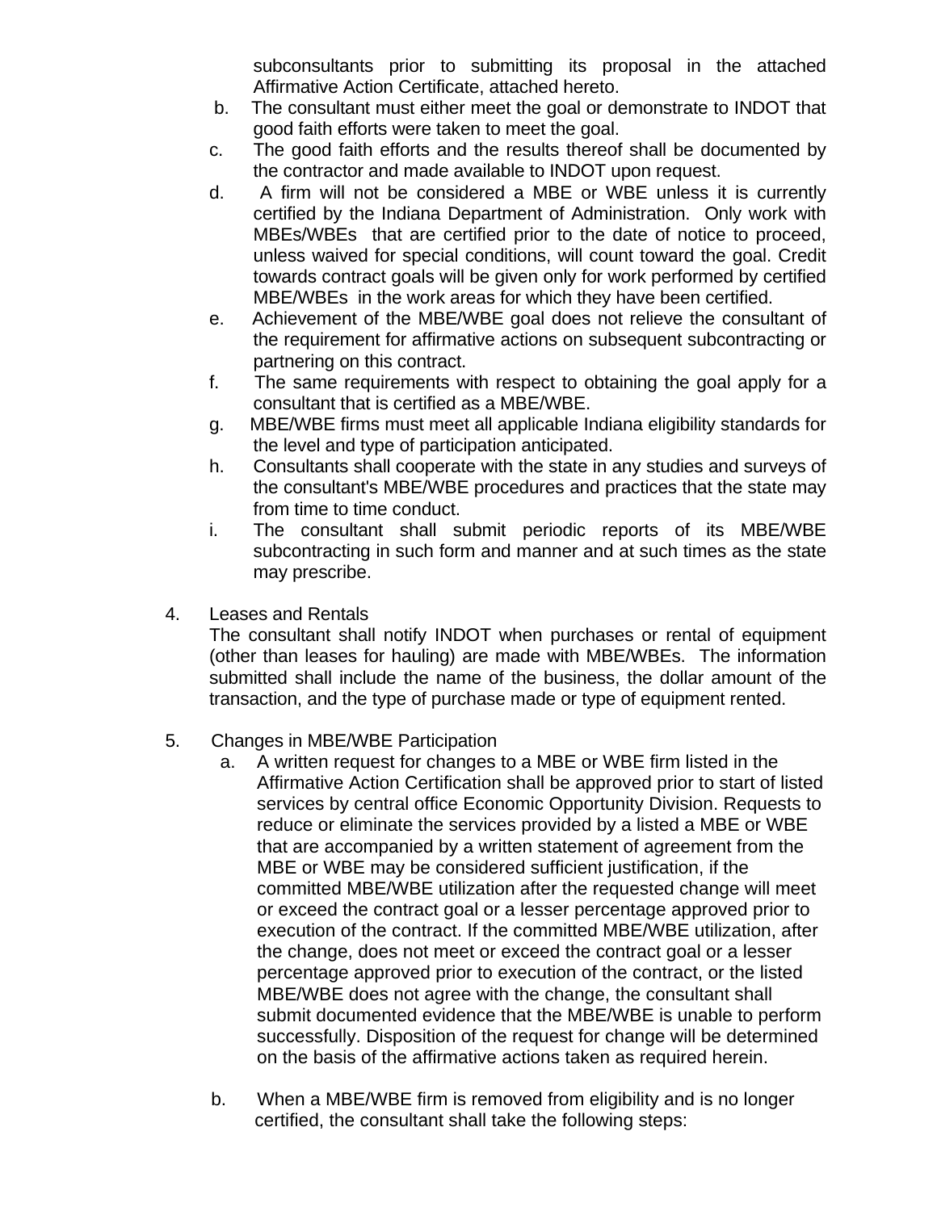subconsultants prior to submitting its proposal in the attached Affirmative Action Certificate, attached hereto.

b. The consultant must either meet the goal or demonstrate to INDOT that good faith efforts were taken to meet the goal.

c. The good faith efforts and the results thereof shall be documented by the contractor and made available to INDOT upon request.

d. A firm will not be considered a MBE or WBE unless it is currently certified by the Indiana Department of Administration. Only work with MBEs/WBEs that are certified prior to the date of notice to proceed, unless waived for special conditions, will count toward the goal. Credit towards contract goals will be given only for work performed by certified MBE/WBEs in the work areas for which they have been certified.

e. Achievement of the MBE/WBE goal does not relieve the consultant of the requirement for affirmative actions on subsequent subcontracting or partnering on this contract.

f. The same requirements with respect to obtaining the goal apply for a consultant that is certified as a MBE/WBE.

g. MBE/WBE firms must meet all applicable Indiana eligibility standards for the level and type of participation anticipated.

h. Consultants shall cooperate with the state in any studies and surveys of the consultant's MBE/WBE procedures and practices that the state may from time to time conduct.

i. The consultant shall submit periodic reports of its MBE/WBE subcontracting in such form and manner and at such times as the state may prescribe.

4. Leases and Rentals

The consultant shall notify INDOT when purchases or rental of equipment (other than leases for hauling) are made with MBE/WBEs. The information submitted shall include the name of the business, the dollar amount of the transaction, and the type of purchase made or type of equipment rented.

5. Changes in MBE/WBE Participation

a. A written request for changes to a MBE or WBE firm listed in the Affirmative Action Certification shall be approved prior to start of listed services by central office Economic Opportunity Division. Requests to reduce or eliminate the services provided by a listed a MBE or WBE that are accompanied by a written statement of agreement from the MBE or WBE may be considered sufficient justification, if the committed MBE/WBE utilization after the requested change will meet or exceed the contract goal or a lesser percentage approved prior to execution of the contract. If the committed MBE/WBE utilization, after the change, does not meet or exceed the contract goal or a lesser percentage approved prior to execution of the contract, or the listed MBE/WBE does not agree with the change, the consultant shall submit documented evidence that the MBE/WBE is unable to perform successfully. Disposition of the request for change will be determined on the basis of the affirmative actions taken as required herein.

b. When a MBE/WBE firm is removed from eligibility and is no longer certified, the consultant shall take the following steps: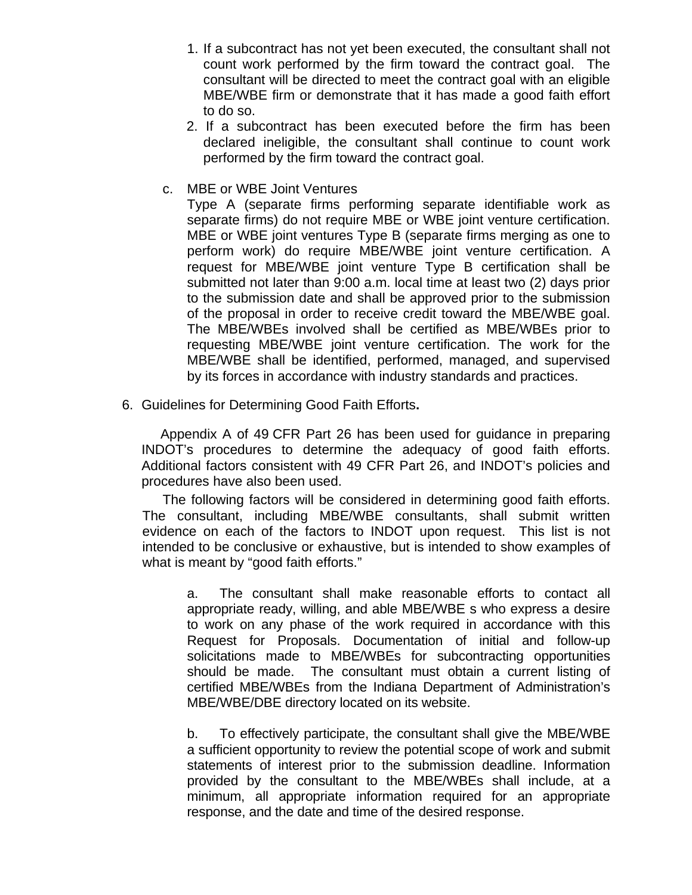1. If a subcontract has not yet been executed, the consultant shall not count work performed by the firm toward the contract goal. The consultant will be directed to meet the contract goal with an eligible MBE/WBE firm or demonstrate that it has made a good faith effort to do so.
2. If a subcontract has been executed before the firm has been declared ineligible, the consultant shall continue to count work performed by the firm toward the contract goal.

c. MBE or WBE Joint Ventures

Type A (separate firms performing separate identifiable work as separate firms) do not require MBE or WBE joint venture certification. MBE or WBE joint ventures Type B (separate firms merging as one to perform work) do require MBE/WBE joint venture certification. A request for MBE/WBE joint venture Type B certification shall be submitted not later than 9:00 a.m. local time at least two (2) days prior to the submission date and shall be approved prior to the submission of the proposal in order to receive credit toward the MBE/WBE goal. The MBE/WBEs involved shall be certified as MBE/WBEs prior to requesting MBE/WBE joint venture certification. The work for the MBE/WBE shall be identified, performed, managed, and supervised by its forces in accordance with industry standards and practices.

6. Guidelines for Determining Good Faith Efforts**.**

Appendix A of 49 CFR Part 26 has been used for guidance in preparing INDOT's procedures to determine the adequacy of good faith efforts. Additional factors consistent with 49 CFR Part 26, and INDOT's policies and procedures have also been used.

The following factors will be considered in determining good faith efforts. The consultant, including MBE/WBE consultants, shall submit written evidence on each of the factors to INDOT upon request. This list is not intended to be conclusive or exhaustive, but is intended to show examples of what is meant by "good faith efforts."

a. The consultant shall make reasonable efforts to contact all appropriate ready, willing, and able MBE/WBE s who express a desire to work on any phase of the work required in accordance with this Request for Proposals. Documentation of initial and follow-up solicitations made to MBE/WBEs for subcontracting opportunities should be made. The consultant must obtain a current listing of certified MBE/WBEs from the Indiana Department of Administration's MBE/WBE/DBE directory located on its website.

b. To effectively participate, the consultant shall give the MBE/WBE a sufficient opportunity to review the potential scope of work and submit statements of interest prior to the submission deadline. Information provided by the consultant to the MBE/WBEs shall include, at a minimum, all appropriate information required for an appropriate response, and the date and time of the desired response.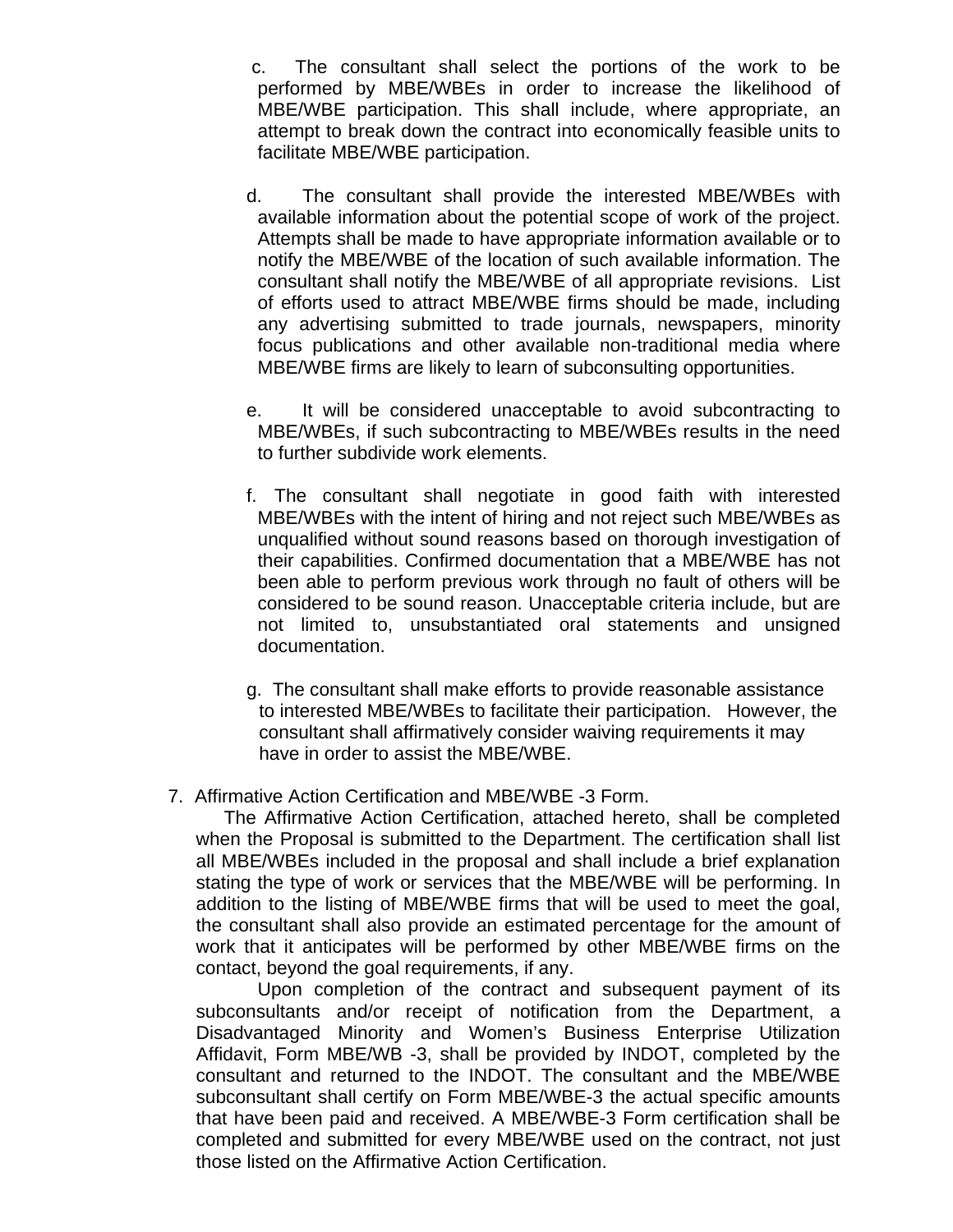c. The consultant shall select the portions of the work to be performed by MBE/WBEs in order to increase the likelihood of MBE/WBE participation. This shall include, where appropriate, an attempt to break down the contract into economically feasible units to facilitate MBE/WBE participation.

d. The consultant shall provide the interested MBE/WBEs with available information about the potential scope of work of the project. Attempts shall be made to have appropriate information available or to notify the MBE/WBE of the location of such available information. The consultant shall notify the MBE/WBE of all appropriate revisions. List of efforts used to attract MBE/WBE firms should be made, including any advertising submitted to trade journals, newspapers, minority focus publications and other available non-traditional media where MBE/WBE firms are likely to learn of subconsulting opportunities.

e. It will be considered unacceptable to avoid subcontracting to MBE/WBEs, if such subcontracting to MBE/WBEs results in the need to further subdivide work elements.

f. The consultant shall negotiate in good faith with interested MBE/WBEs with the intent of hiring and not reject such MBE/WBEs as unqualified without sound reasons based on thorough investigation of their capabilities. Confirmed documentation that a MBE/WBE has not been able to perform previous work through no fault of others will be considered to be sound reason. Unacceptable criteria include, but are not limited to, unsubstantiated oral statements and unsigned documentation.

g. The consultant shall make efforts to provide reasonable assistance to interested MBE/WBEs to facilitate their participation. However, the consultant shall affirmatively consider waiving requirements it may have in order to assist the MBE/WBE.

7. Affirmative Action Certification and MBE/WBE -3 Form.

The Affirmative Action Certification, attached hereto, shall be completed when the Proposal is submitted to the Department. The certification shall list all MBE/WBEs included in the proposal and shall include a brief explanation stating the type of work or services that the MBE/WBE will be performing. In addition to the listing of MBE/WBE firms that will be used to meet the goal, the consultant shall also provide an estimated percentage for the amount of work that it anticipates will be performed by other MBE/WBE firms on the contact, beyond the goal requirements, if any.

Upon completion of the contract and subsequent payment of its subconsultants and/or receipt of notification from the Department, a Disadvantaged Minority and Women's Business Enterprise Utilization Affidavit, Form MBE/WB -3, shall be provided by INDOT, completed by the consultant and returned to the INDOT. The consultant and the MBE/WBE subconsultant shall certify on Form MBE/WBE-3 the actual specific amounts that have been paid and received. A MBE/WBE-3 Form certification shall be completed and submitted for every MBE/WBE used on the contract, not just those listed on the Affirmative Action Certification.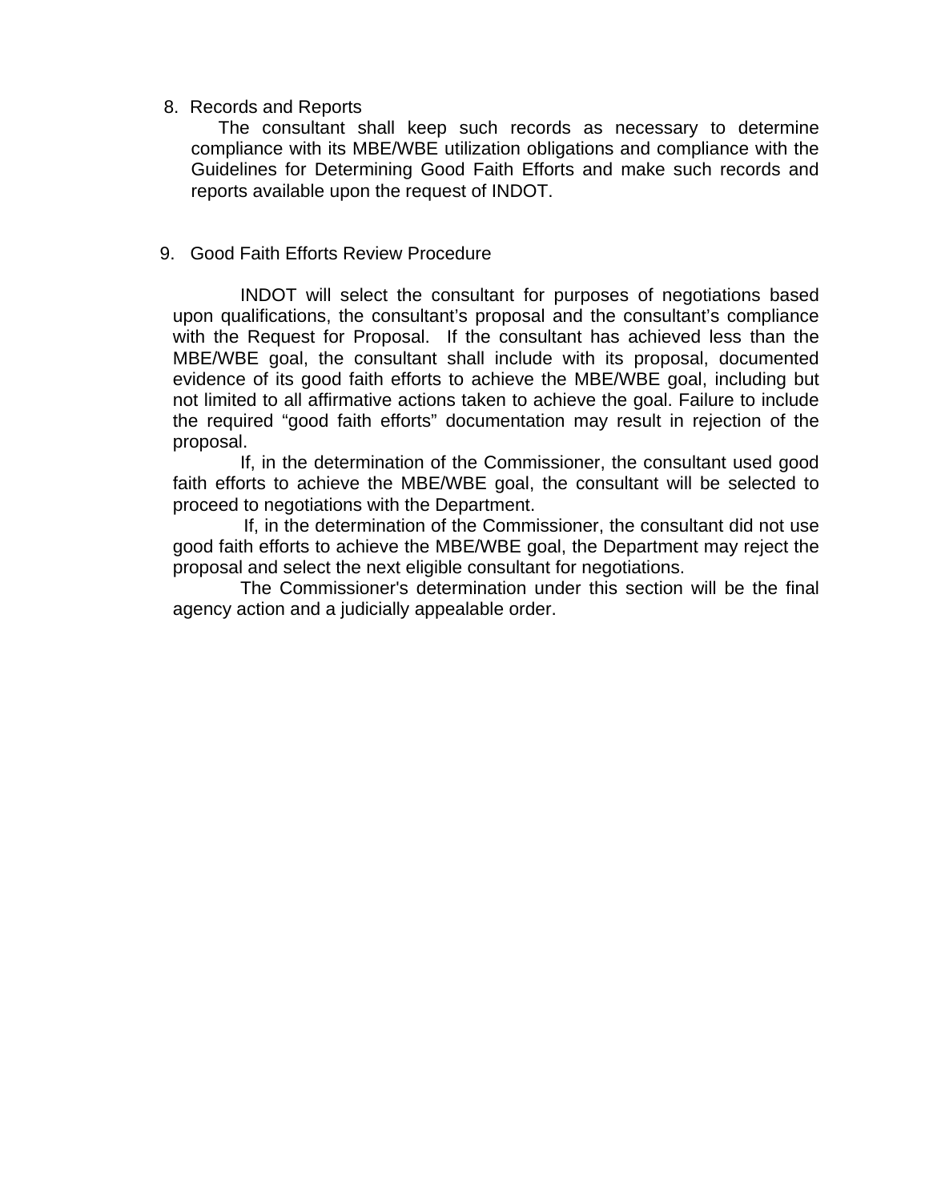8. Records and Reports

The consultant shall keep such records as necessary to determine compliance with its MBE/WBE utilization obligations and compliance with the Guidelines for Determining Good Faith Efforts and make such records and reports available upon the request of INDOT.

9. Good Faith Efforts Review Procedure

INDOT will select the consultant for purposes of negotiations based upon qualifications, the consultant's proposal and the consultant's compliance with the Request for Proposal. If the consultant has achieved less than the MBE/WBE goal, the consultant shall include with its proposal, documented evidence of its good faith efforts to achieve the MBE/WBE goal, including but not limited to all affirmative actions taken to achieve the goal. Failure to include the required "good faith efforts" documentation may result in rejection of the proposal.

If, in the determination of the Commissioner, the consultant used good faith efforts to achieve the MBE/WBE goal, the consultant will be selected to proceed to negotiations with the Department.

If, in the determination of the Commissioner, the consultant did not use good faith efforts to achieve the MBE/WBE goal, the Department may reject the proposal and select the next eligible consultant for negotiations.

The Commissioner's determination under this section will be the final agency action and a judicially appealable order.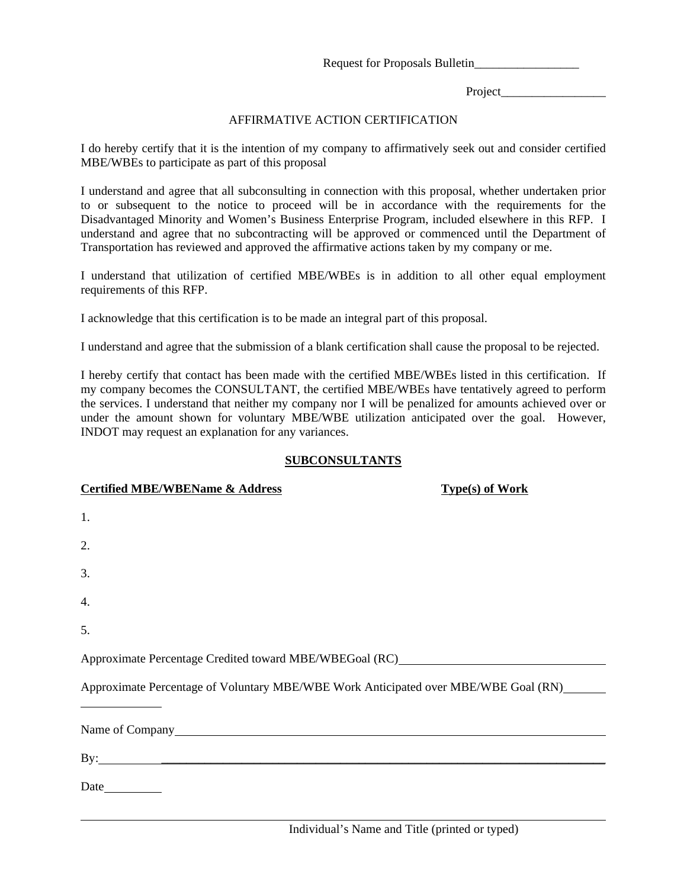Request for Proposals Bulletin_________________

Project_________________

AFFIRMATIVE ACTION CERTIFICATION

I do hereby certify that it is the intention of my company to affirmatively seek out and consider certified MBE/WBEs to participate as part of this proposal

I understand and agree that all subconsulting in connection with this proposal, whether undertaken prior to or subsequent to the notice to proceed will be in accordance with the requirements for the Disadvantaged Minority and Women's Business Enterprise Program, included elsewhere in this RFP. I understand and agree that no subcontracting will be approved or commenced until the Department of Transportation has reviewed and approved the affirmative actions taken by my company or me.

I understand that utilization of certified MBE/WBEs is in addition to all other equal employment requirements of this RFP.

I acknowledge that this certification is to be made an integral part of this proposal.

I understand and agree that the submission of a blank certification shall cause the proposal to be rejected.

I hereby certify that contact has been made with the certified MBE/WBEs listed in this certification. If my company becomes the CONSULTANT, the certified MBE/WBEs have tentatively agreed to perform the services. I understand that neither my company nor I will be penalized for amounts achieved over or under the amount shown for voluntary MBE/WBE utilization anticipated over the goal. However, INDOT may request an explanation for any variances.

**SUBCONSULTANTS**

| **Certified MBE/WBEName & Address** | **Type(s) of Work** |
|---|---|
| 1. | |
| 2. | |
| 3. | |
| 4. | |
| 5. | |

Approximate Percentage Credited toward MBE/WBEGoal (RC)__________________________________

Approximate Percentage of Voluntary MBE/WBE Work Anticipated over MBE/WBE Goal (RN)_______
_____________

Name of Company______________________________________________________________________

By:______________________________________________________________________________

Date_________

______________________________________________________________________________
Individual's Name and Title (printed or typed)